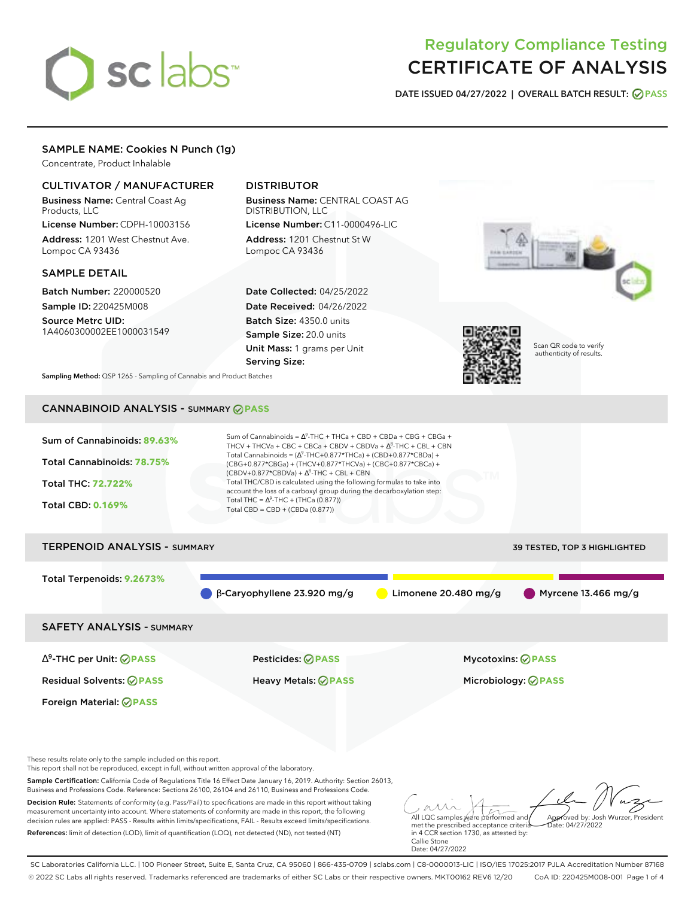# Regulatory Compliance Testing
# CERTIFICATE OF ANALYSIS

**DATE ISSUED 04/27/2022 | OVERALL BATCH RESULT: PASS**

## SAMPLE NAME: Cookies N Punch (1g)

Concentrate, Product Inhalable

### CULTIVATOR / MANUFACTURER

**Business Name:** Central Coast Ag Products, LLC

**License Number:** CDPH-10003156

**Address:** 1201 West Chestnut Ave. Lompoc CA 93436

### DISTRIBUTOR

**Business Name:** CENTRAL COAST AG DISTRIBUTION, LLC

**License Number:** C11-0000496-LIC

**Address:** 1201 Chestnut St W Lompoc CA 93436

### SAMPLE DETAIL

**Batch Number:** 220000520

**Sample ID:** 220425M008

**Source Metrc UID:** 1A4060300002EE1000031549

**Date Collected:** 04/25/2022

**Date Received:** 04/26/2022

**Batch Size:** 4350.0 units

**Sample Size:** 20.0 units

**Unit Mass:** 1 grams per Unit

**Serving Size:**

Scan QR code to verify authenticity of results.

**Sampling Method:** QSP 1265 - Sampling of Cannabis and Product Batches

## CANNABINOID ANALYSIS - SUMMARY PASS

**Sum of Cannabinoids:** 89.63%

**Total Cannabinoids:** 78.75%

**Total THC:** 72.722%

**Total CBD:** 0.169%

Sum of Cannabinoids = $\Delta^9$-THC + THCa + CBD + CBDa + CBG + CBGa + THCV + THCVa + CBC + CBCa + CBDV + CBDVa + $\Delta^8$-THC + CBL + CBN

Total Cannabinoids = ($\Delta^9$-THC+0.877*THCa) + (CBD+0.877*CBDa) + (CBG+0.877*CBGa) + (THCV+0.877*THCVa) + (CBC+0.877*CBCa) + (CBDV+0.877*CBDVa) + $\Delta^8$-THC + CBL + CBN

Total THC/CBD is calculated using the following formulas to take into account the loss of a carboxyl group during the decarboxylation step:

Total THC = $\Delta^9$-THC + (THCa (0.877))

Total CBD = CBD + (CBDa (0.877))

## TERPENOID ANALYSIS - SUMMARY

39 TESTED, TOP 3 HIGHLIGHTED

**Total Terpenoids:** 9.2673%

- β-Caryophyllene 23.920 mg/g
- Limonene 20.480 mg/g
- Myrcene 13.466 mg/g

## SAFETY ANALYSIS - SUMMARY

| | | |
|---|---|---|
| $\Delta^9$-THC per Unit: PASS | Pesticides: PASS | Mycotoxins: PASS |
| Residual Solvents: PASS | Heavy Metals: PASS | Microbiology: PASS |
| Foreign Material: PASS | | |

These results relate only to the sample included on this report.
This report shall not be reproduced, except in full, without written approval of the laboratory.

**Sample Certification:** California Code of Regulations Title 16 Effect Date January 16, 2019. Authority: Section 26013, Business and Professions Code. Reference: Sections 26100, 26104 and 26110, Business and Professions Code.

**Decision Rule:** Statements of conformity (e.g. Pass/Fail) to specifications are made in this report without taking measurement uncertainty into account. Where statements of conformity are made in this report, the following decision rules are applied: PASS - Results within limits/specifications, FAIL - Results exceed limits/specifications.

**References:** limit of detection (LOD), limit of quantification (LOQ), not detected (ND), not tested (NT)

All LQC samples were performed and met the prescribed acceptance criteria in 4 CCR section 1730, as attested by: Callie Stone
Date: 04/27/2022

Approved by: Josh Wurzer, President
Date: 04/27/2022

SC Laboratories California LLC. | 100 Pioneer Street, Suite E, Santa Cruz, CA 95060 | 866-435-0709 | sclabs.com | C8-0000013-LIC | ISO/IES 17025:2017 PJLA Accreditation Number 87168
© 2022 SC Labs all rights reserved. Trademarks referenced are trademarks of either SC Labs or their respective owners. MKT00162 REV6 12/20 CoA ID: 220425M008-001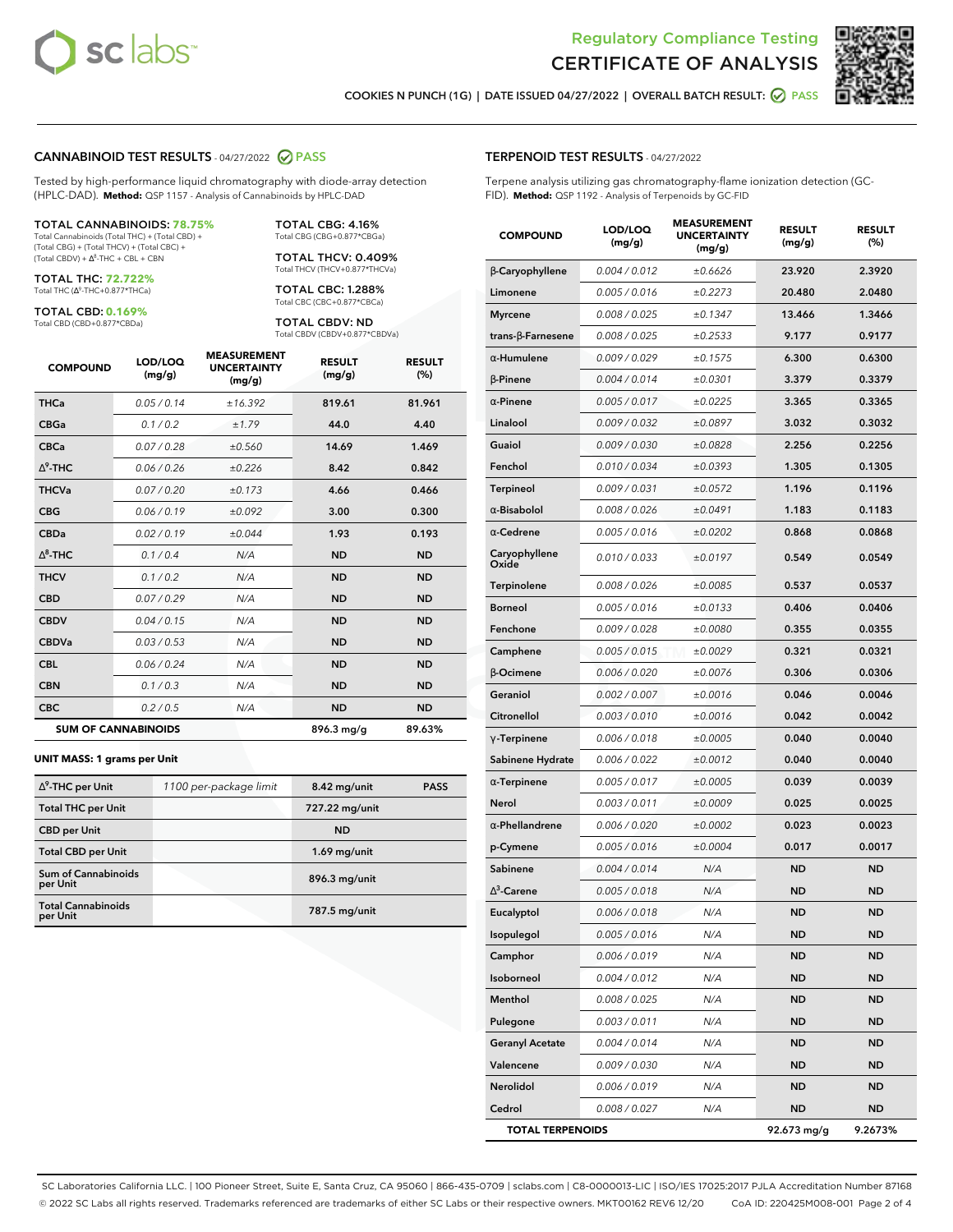# Regulatory Compliance Testing
# CERTIFICATE OF ANALYSIS

COOKIES N PUNCH (1G) | DATE ISSUED 04/27/2022 | OVERALL BATCH RESULT: PASS

## CANNABINOID TEST RESULTS - 04/27/2022 PASS

Tested by high-performance liquid chromatography with diode-array detection (HPLC-DAD). **Method:** QSP 1157 - Analysis of Cannabinoids by HPLC-DAD

**TOTAL CANNABINOIDS: 78.75%**
Total Cannabinoids (Total THC) + (Total CBD) + (Total CBG) + (Total THCV) + (Total CBC) + (Total CBDV) + Δ⁸-THC + CBL + CBN

**TOTAL THC: 72.722%**
Total THC (Δ⁹-THC+0.877*THCa)

**TOTAL CBD: 0.169%**
Total CBD (CBD+0.877*CBDa)

**TOTAL CBG: 4.16%**
Total CBG (CBG+0.877*CBGa)

**TOTAL THCV: 0.409%**
Total THCV (THCV+0.877*THCVa)

**TOTAL CBC: 1.288%**
Total CBC (CBC+0.877*CBCa)

**TOTAL CBDV: ND**
Total CBDV (CBDV+0.877*CBDVa)

| COMPOUND | LOD/LOQ (mg/g) | MEASUREMENT UNCERTAINTY (mg/g) | RESULT (mg/g) | RESULT (%) |
|---|---|---|---|---|
| THCa | 0.05 / 0.14 | ±16.392 | 819.61 | 81.961 |
| CBGa | 0.1 / 0.2 | ±1.79 | 44.0 | 4.40 |
| CBCa | 0.07 / 0.28 | ±0.560 | 14.69 | 1.469 |
| Δ⁹-THC | 0.06 / 0.26 | ±0.226 | 8.42 | 0.842 |
| THCVa | 0.07 / 0.20 | ±0.173 | 4.66 | 0.466 |
| CBG | 0.06 / 0.19 | ±0.092 | 3.00 | 0.300 |
| CBDa | 0.02 / 0.19 | ±0.044 | 1.93 | 0.193 |
| Δ⁸-THC | 0.1 / 0.4 | N/A | ND | ND |
| THCV | 0.1 / 0.2 | N/A | ND | ND |
| CBD | 0.07 / 0.29 | N/A | ND | ND |
| CBDV | 0.04 / 0.15 | N/A | ND | ND |
| CBDVa | 0.03 / 0.53 | N/A | ND | ND |
| CBL | 0.06 / 0.24 | N/A | ND | ND |
| CBN | 0.1 / 0.3 | N/A | ND | ND |
| CBC | 0.2 / 0.5 | N/A | ND | ND |
| **SUM OF CANNABINOIDS** | | | 896.3 mg/g | 89.63% |

**UNIT MASS: 1 grams per Unit**

| | | | |
|---|---|---|---|
| Δ⁹-THC per Unit | 1100 per-package limit | 8.42 mg/unit | PASS |
| Total THC per Unit | | 727.22 mg/unit | |
| CBD per Unit | | ND | |
| Total CBD per Unit | | 1.69 mg/unit | |
| Sum of Cannabinoids per Unit | | 896.3 mg/unit | |
| Total Cannabinoids per Unit | | 787.5 mg/unit | |

## TERPENOID TEST RESULTS - 04/27/2022

Terpene analysis utilizing gas chromatography-flame ionization detection (GC-FID). **Method:** QSP 1192 - Analysis of Terpenoids by GC-FID

| COMPOUND | LOD/LOQ (mg/g) | MEASUREMENT UNCERTAINTY (mg/g) | RESULT (mg/g) | RESULT (%) |
|---|---|---|---|---|
| β-Caryophyllene | 0.004 / 0.012 | ±0.6626 | 23.920 | 2.3920 |
| Limonene | 0.005 / 0.016 | ±0.2273 | 20.480 | 2.0480 |
| Myrcene | 0.008 / 0.025 | ±0.1347 | 13.466 | 1.3466 |
| trans-β-Farnesene | 0.008 / 0.025 | ±0.2533 | 9.177 | 0.9177 |
| α-Humulene | 0.009 / 0.029 | ±0.1575 | 6.300 | 0.6300 |
| β-Pinene | 0.004 / 0.014 | ±0.0301 | 3.379 | 0.3379 |
| α-Pinene | 0.005 / 0.017 | ±0.0225 | 3.365 | 0.3365 |
| Linalool | 0.009 / 0.032 | ±0.0897 | 3.032 | 0.3032 |
| Guaiol | 0.009 / 0.030 | ±0.0828 | 2.256 | 0.2256 |
| Fenchol | 0.010 / 0.034 | ±0.0393 | 1.305 | 0.1305 |
| Terpineol | 0.009 / 0.031 | ±0.0572 | 1.196 | 0.1196 |
| α-Bisabolol | 0.008 / 0.026 | ±0.0491 | 1.183 | 0.1183 |
| α-Cedrene | 0.005 / 0.016 | ±0.0202 | 0.868 | 0.0868 |
| Caryophyllene Oxide | 0.010 / 0.033 | ±0.0197 | 0.549 | 0.0549 |
| Terpinolene | 0.008 / 0.026 | ±0.0085 | 0.537 | 0.0537 |
| Borneol | 0.005 / 0.016 | ±0.0133 | 0.406 | 0.0406 |
| Fenchone | 0.009 / 0.028 | ±0.0080 | 0.355 | 0.0355 |
| Camphene | 0.005 / 0.015 | ±0.0029 | 0.321 | 0.0321 |
| β-Ocimene | 0.006 / 0.020 | ±0.0076 | 0.306 | 0.0306 |
| Geraniol | 0.002 / 0.007 | ±0.0016 | 0.046 | 0.0046 |
| Citronellol | 0.003 / 0.010 | ±0.0016 | 0.042 | 0.0042 |
| γ-Terpinene | 0.006 / 0.018 | ±0.0005 | 0.040 | 0.0040 |
| Sabinene Hydrate | 0.006 / 0.022 | ±0.0012 | 0.040 | 0.0040 |
| α-Terpinene | 0.005 / 0.017 | ±0.0005 | 0.039 | 0.0039 |
| Nerol | 0.003 / 0.011 | ±0.0009 | 0.025 | 0.0025 |
| α-Phellandrene | 0.006 / 0.020 | ±0.0002 | 0.023 | 0.0023 |
| p-Cymene | 0.005 / 0.016 | ±0.0004 | 0.017 | 0.0017 |
| Sabinene | 0.004 / 0.014 | N/A | ND | ND |
| Δ³-Carene | 0.005 / 0.018 | N/A | ND | ND |
| Eucalyptol | 0.006 / 0.018 | N/A | ND | ND |
| Isopulegol | 0.005 / 0.016 | N/A | ND | ND |
| Camphor | 0.006 / 0.019 | N/A | ND | ND |
| Isoborneol | 0.004 / 0.012 | N/A | ND | ND |
| Menthol | 0.008 / 0.025 | N/A | ND | ND |
| Pulegone | 0.003 / 0.011 | N/A | ND | ND |
| Geranyl Acetate | 0.004 / 0.014 | N/A | ND | ND |
| Valencene | 0.009 / 0.030 | N/A | ND | ND |
| Nerolidol | 0.006 / 0.019 | N/A | ND | ND |
| Cedrol | 0.008 / 0.027 | N/A | ND | ND |
| **TOTAL TERPENOIDS** | | | 92.673 mg/g | 9.2673% |

SC Laboratories California LLC. | 100 Pioneer Street, Suite E, Santa Cruz, CA 95060 | 866-435-0709 | sclabs.com | C8-0000013-LIC | ISO/IES 17025:2017 PJLA Accreditation Number 87168
© 2022 SC Labs all rights reserved. Trademarks referenced are trademarks of either SC Labs or their respective owners. MKT00162 REV6 12/20 CoA ID: 220425M008-001